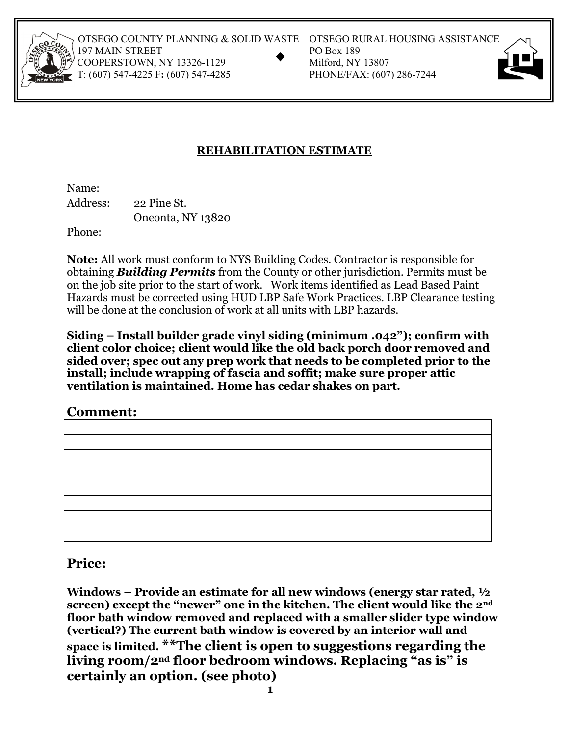OTSEGO COUNTY PLANNING & SOLID WASTE
197 MAIN STREET
COOPERSTOWN, NY 13326-1129
T: (607) 547-4225 F: (607) 547-4285

OTSEGO RURAL HOUSING ASSISTANCE
PO Box 189
Milford, NY 13807
PHONE/FAX: (607) 286-7244

## REHABILITATION ESTIMATE

Name:
Address: 22 Pine St.
Oneonta, NY 13820
Phone:

**Note:** All work must conform to NYS Building Codes. Contractor is responsible for obtaining ***Building Permits*** from the County or other jurisdiction. Permits must be on the job site prior to the start of work. Work items identified as Lead Based Paint Hazards must be corrected using HUD LBP Safe Work Practices. LBP Clearance testing will be done at the conclusion of work at all units with LBP hazards.

**Siding – Install builder grade vinyl siding (minimum .042"); confirm with client color choice; client would like the old back porch door removed and sided over; spec out any prep work that needs to be completed prior to the install; include wrapping of fascia and soffit; make sure proper attic ventilation is maintained. Home has cedar shakes on part.**

## Comment:

| |
|---|
| |
| |
| |
| |
| |
| |
| |

## Price: ______________________

**Windows – Provide an estimate for all new windows (energy star rated, ½ screen) except the "newer" one in the kitchen. The client would like the 2nd floor bath window removed and replaced with a smaller slider type window (vertical?) The current bath window is covered by an interior wall and space is limited. \*\*The client is open to suggestions regarding the living room/2nd floor bedroom windows. Replacing "as is" is certainly an option. (see photo)**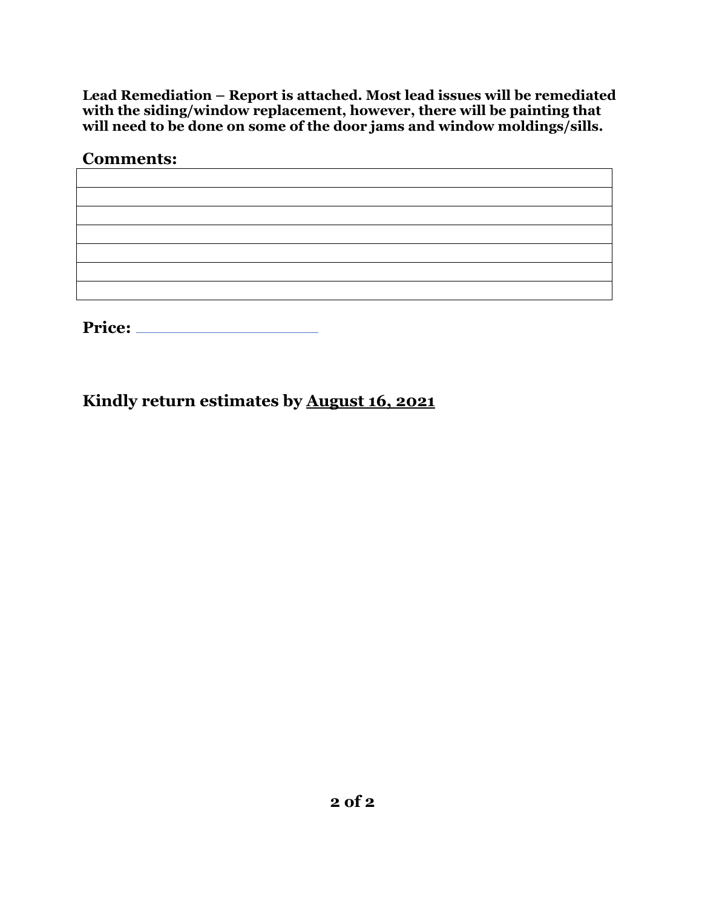**Lead Remediation – Report is attached. Most lead issues will be remediated with the siding/window replacement, however, there will be painting that will need to be done on some of the door jams and window moldings/sills.**

## Comments:

| |
|---|
| |
| |
| |
| |
| |
| |

**Price:** ____________________

## Kindly return estimates by <u>August 16, 2021</u>